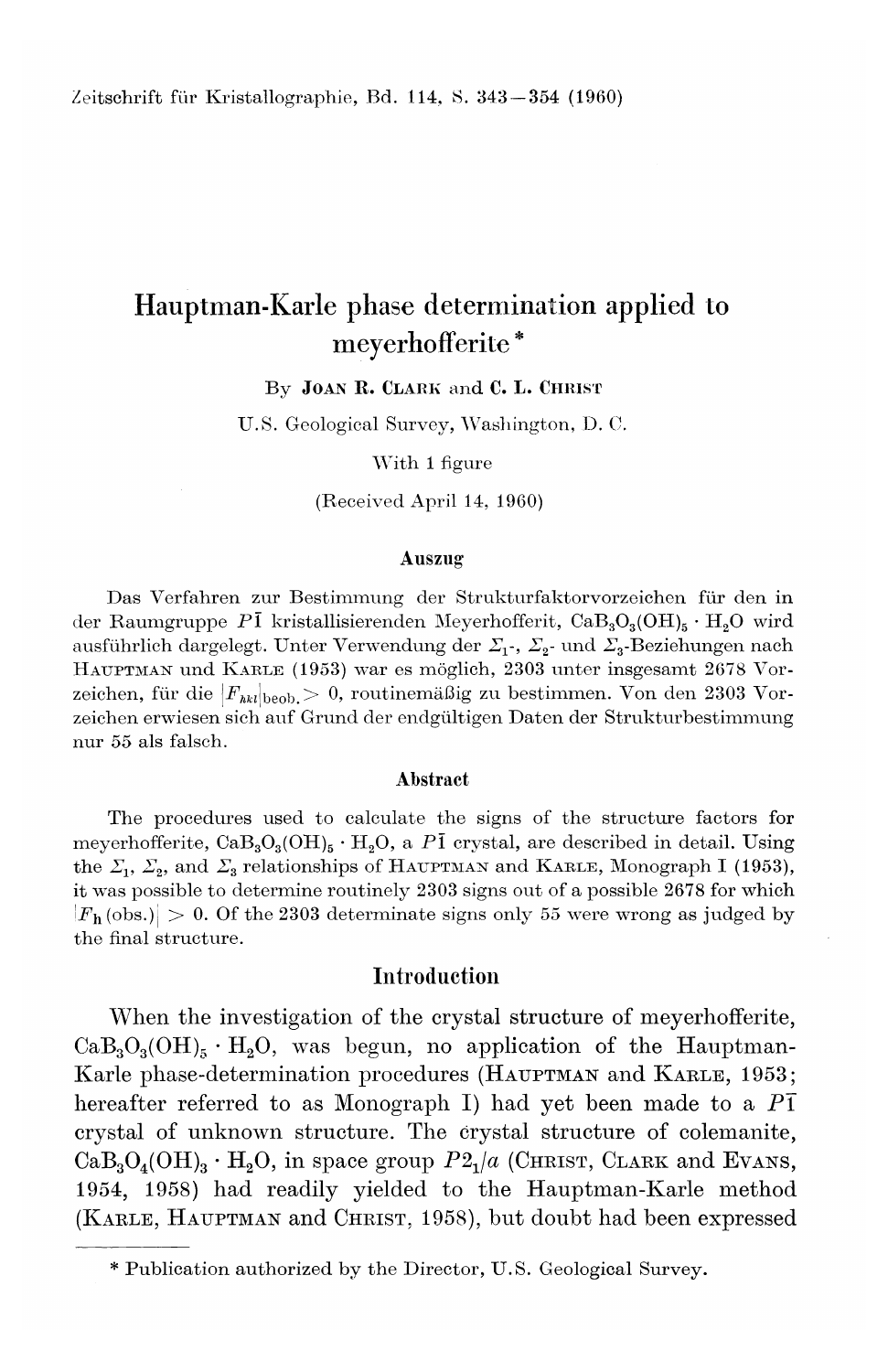# Hauptman-Karle phase determination applied to meyerhofferite*

By **Joan R. Clark** and **C. L. Christ**

U.S. Geological Survey, Washington, D. C.

With 1 figure

(Received April 14, 1960)

## Auszug

Das Verfahren zur Bestimmung der Strukturfaktorvorzeichen für den in der Raumgruppe $P\bar{1}$ kristallisierenden Meyerhofferit, $CaB_3O_3(OH)_5 \cdot H_2O$ wird ausführlich dargelegt. Unter Verwendung der $\Sigma_1$-, $\Sigma_2$- und $\Sigma_3$-Beziehungen nach Hauptman und Karle (1953) war es möglich, 2303 unter insgesamt 2678 Vorzeichen, für die $|F_{hkl}|_{\text{beob.}} > 0$, routinemäßig zu bestimmen. Von den 2303 Vorzeichen erwiesen sich auf Grund der endgültigen Daten der Strukturbestimmung nur 55 als falsch.

## Abstract

The procedures used to calculate the signs of the structure factors for meyerhofferite, $CaB_3O_3(OH)_5 \cdot H_2O$, a $P\bar{1}$ crystal, are described in detail. Using the $\Sigma_1$, $\Sigma_2$, and $\Sigma_3$ relationships of Hauptman and Karle, Monograph I (1953), it was possible to determine routinely 2303 signs out of a possible 2678 for which $|F_{\mathbf{h}}\,(\text{obs.})| > 0$. Of the 2303 determinate signs only 55 were wrong as judged by the final structure.

## Introduction

When the investigation of the crystal structure of meyerhofferite, $CaB_3O_3(OH)_5 \cdot H_2O$, was begun, no application of the Hauptman-Karle phase-determination procedures (Hauptman and Karle, 1953; hereafter referred to as Monograph I) had yet been made to a $P\bar{1}$ crystal of unknown structure. The crystal structure of colemanite, $CaB_3O_4(OH)_3 \cdot H_2O$, in space group $P2_1/a$ (Christ, Clark and Evans, 1954, 1958) had readily yielded to the Hauptman-Karle method (Karle, Hauptman and Christ, 1958), but doubt had been expressed

---

* Publication authorized by the Director, U.S. Geological Survey.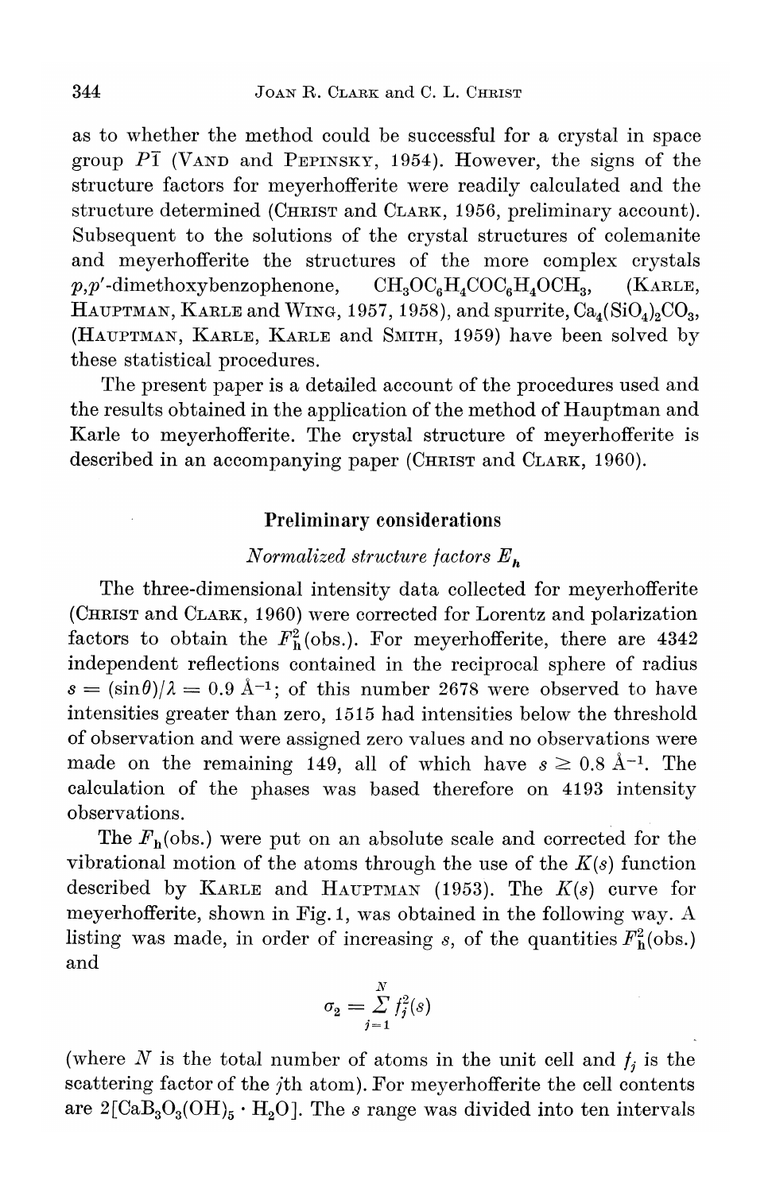as to whether the method could be successful for a crystal in space group $P\bar{1}$ (VAND and PEPINSKY, 1954). However, the signs of the structure factors for meyerhofferite were readily calculated and the structure determined (CHRIST and CLARK, 1956, preliminary account). Subsequent to the solutions of the crystal structures of colemanite and meyerhofferite the structures of the more complex crystals $p,p'$-dimethoxybenzophenone, $CH_3OC_6H_4COC_6H_4OCH_3$, (KARLE, HAUPTMAN, KARLE and WING, 1957, 1958), and spurrite, $Ca_4(SiO_4)_2CO_3$, (HAUPTMAN, KARLE, KARLE and SMITH, 1959) have been solved by these statistical procedures.

The present paper is a detailed account of the procedures used and the results obtained in the application of the method of Hauptman and Karle to meyerhofferite. The crystal structure of meyerhofferite is described in an accompanying paper (CHRIST and CLARK, 1960).

## Preliminary considerations

### *Normalized structure factors $E_h$*

The three-dimensional intensity data collected for meyerhofferite (CHRIST and CLARK, 1960) were corrected for Lorentz and polarization factors to obtain the $F_h^2$(obs.). For meyerhofferite, there are 4342 independent reflections contained in the reciprocal sphere of radius $s = (\sin\theta)/\lambda = 0.9$ Å$^{-1}$; of this number 2678 were observed to have intensities greater than zero, 1515 had intensities below the threshold of observation and were assigned zero values and no observations were made on the remaining 149, all of which have $s \geq 0.8$ Å$^{-1}$. The calculation of the phases was based therefore on 4193 intensity observations.

The $F_h$(obs.) were put on an absolute scale and corrected for the vibrational motion of the atoms through the use of the $K(s)$ function described by KARLE and HAUPTMAN (1953). The $K(s)$ curve for meyerhofferite, shown in Fig. 1, was obtained in the following way. A listing was made, in order of increasing $s$, of the quantities $F_h^2$(obs.) and

$$\sigma_2 = \sum_{j=1}^{N} f_j^2(s)$$

(where $N$ is the total number of atoms in the unit cell and $f_j$ is the scattering factor of the $j$th atom). For meyerhofferite the cell contents are $2[CaB_3O_3(OH)_5 \cdot H_2O]$. The $s$ range was divided into ten intervals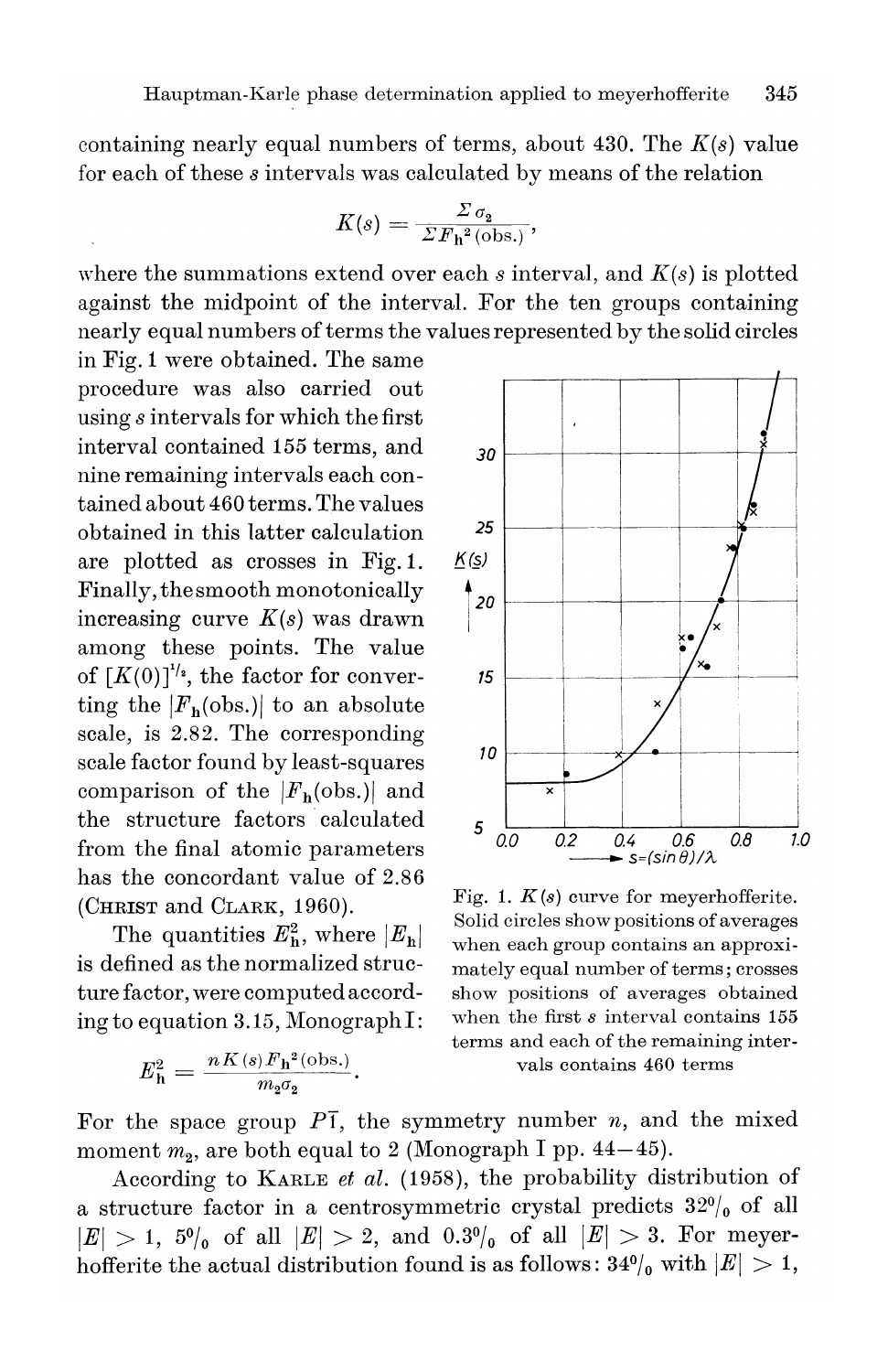containing nearly equal numbers of terms, about 430. The $K(s)$ value for each of these $s$ intervals was calculated by means of the relation

$$K(s) = \frac{\Sigma \sigma_2}{\Sigma F_{\mathbf{h}}^2\,(\text{obs.})},$$

where the summations extend over each $s$ interval, and $K(s)$ is plotted against the midpoint of the interval. For the ten groups containing nearly equal numbers of terms the values represented by the solid circles in Fig. 1 were obtained. The same procedure was also carried out using $s$ intervals for which the first interval contained 155 terms, and nine remaining intervals each contained about 460 terms. The values obtained in this latter calculation are plotted as crosses in Fig. 1. Finally, the smooth monotonically increasing curve $K(s)$ was drawn among these points. The value of $[K(0)]^{1/2}$, the factor for converting the $|F_{\mathbf{h}}(\text{obs.})|$ to an absolute scale, is 2.82. The corresponding scale factor found by least-squares comparison of the $|F_{\mathbf{h}}(\text{obs.})|$ and the structure factors calculated from the final atomic parameters has the concordant value of 2.86 (Christ and Clark, 1960).

Fig. 1. $K(s)$ curve for meyerhofferite. Solid circles show positions of averages when each group contains an approximately equal number of terms; crosses show positions of averages obtained when the first $s$ interval contains 155 terms and each of the remaining intervals contains 460 terms

The quantities $E_{\mathbf{h}}^2$, where $|E_{\mathbf{h}}|$ is defined as the normalized structure factor, were computed according to equation 3.15, Monograph I:

$$E_{\mathbf{h}}^2 = \frac{n K(s) F_{\mathbf{h}}^2\,(\text{obs.})}{m_2 \sigma_2}.$$

For the space group $P\bar{1}$, the symmetry number $n$, and the mixed moment $m_2$, are both equal to 2 (Monograph I pp. 44–45).

According to Karle *et al.* (1958), the probability distribution of a structure factor in a centrosymmetric crystal predicts 32% of all $|E| > 1$, 5% of all $|E| > 2$, and 0.3% of all $|E| > 3$. For meyerhofferite the actual distribution found is as follows: 34% with $|E| > 1$,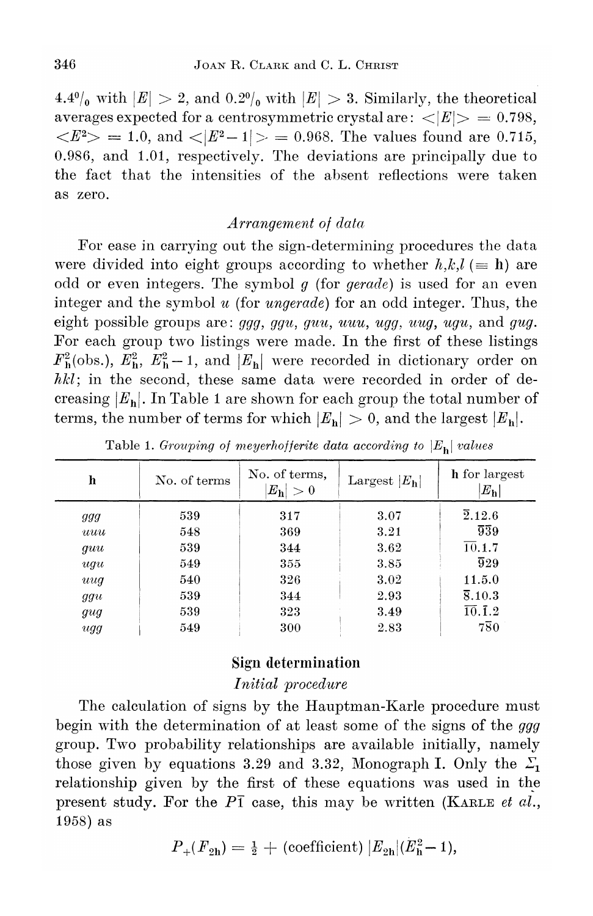4.4% with $|E| > 2$, and 0.2% with $|E| > 3$. Similarly, the theoretical averages expected for a centrosymmetric crystal are: $<|E|> = 0.798$, $<E^2> = 1.0$, and $<|E^2 - 1|> = 0.968$. The values found are 0.715, 0.986, and 1.01, respectively. The deviations are principally due to the fact that the intensities of the absent reflections were taken as zero.

### *Arrangement of data*

For ease in carrying out the sign-determining procedures the data were divided into eight groups according to whether $h,k,l$ ($\equiv \mathbf{h}$) are odd or even integers. The symbol $g$ (for *gerade*) is used for an even integer and the symbol $u$ (for *ungerade*) for an odd integer. Thus, the eight possible groups are: *ggg*, *ggu*, *guu*, *uuu*, *ugg*, *uug*, *ugu*, and *gug*. For each group two listings were made. In the first of these listings $F^2_{\mathbf{h}}$(obs.), $E^2_{\mathbf{h}}$, $E^2_{\mathbf{h}} - 1$, and $|E_{\mathbf{h}}|$ were recorded in dictionary order on $hkl$; in the second, these same data were recorded in order of decreasing $|E_{\mathbf{h}}|$. In Table 1 are shown for each group the total number of terms, the number of terms for which $|E_{\mathbf{h}}| > 0$, and the largest $|E_{\mathbf{h}}|$.

Table 1. *Grouping of meyerhofferite data according to $|E_{\mathbf{h}}|$ values*

| h | No. of terms | No. of terms, $\lvert E_{\mathbf{h}}\rvert > 0$ | Largest $\lvert E_{\mathbf{h}}\rvert$ | h for largest $\lvert E_{\mathbf{h}}\rvert$ |
|---|---|---|---|---|
| *ggg* | 539 | 317 | 3.07 | $\bar{2}.12.6$ |
| *uuu* | 548 | 369 | 3.21 | $\bar{9}\bar{3}9$ |
| *guu* | 539 | 344 | 3.62 | $\overline{10}.1.7$ |
| *ugu* | 549 | 355 | 3.85 | $\bar{9}29$ |
| *uug* | 540 | 326 | 3.02 | 11.5.0 |
| *ggu* | 539 | 344 | 2.93 | $\bar{8}.10.3$ |
| *gug* | 539 | 323 | 3.49 | $\overline{10}.\bar{1}.2$ |
| *ugg* | 549 | 300 | 2.83 | $7\bar{8}0$ |

## Sign determination

### *Initial procedure*

The calculation of signs by the Hauptman-Karle procedure must begin with the determination of at least some of the signs of the *ggg* group. Two probability relationships are available initially, namely those given by equations 3.29 and 3.32, Monograph I. Only the $\Sigma_1$ relationship given by the first of these equations was used in the present study. For the $P\bar{1}$ case, this may be written (KARLE *et al.*, 1958) as

$$P_+(F_{2\mathbf{h}}) = \tfrac{1}{2} + (\text{coefficient})\,|E_{2\mathbf{h}}|(E^2_{\mathbf{h}} - 1),$$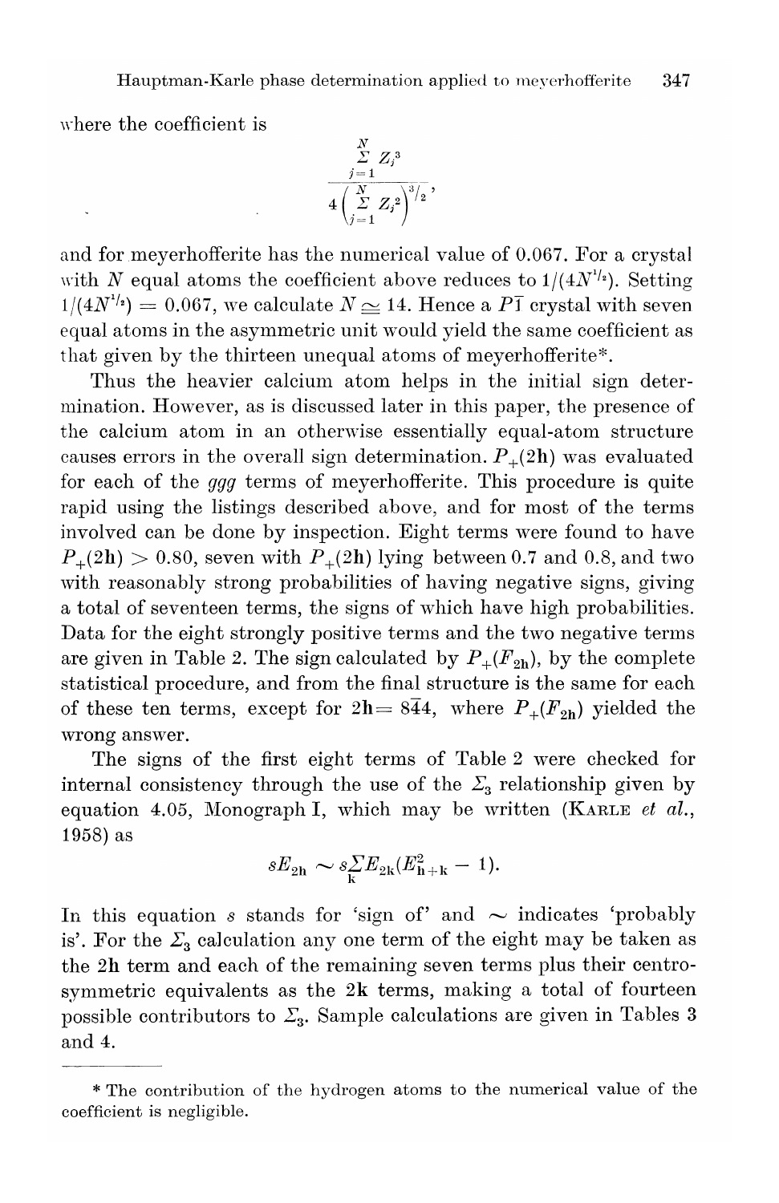where the coefficient is

$$\frac{\sum_{j=1}^{N} Z_j^3}{4\left(\sum_{j=1}^{N} Z_j^2\right)^{3/2}},$$

and for meyerhofferite has the numerical value of 0.067. For a crystal with $N$ equal atoms the coefficient above reduces to $1/(4N^{1/2})$. Setting $1/(4N^{1/2}) = 0.067$, we calculate $N \simeq 14$. Hence a $P\bar{1}$ crystal with seven equal atoms in the asymmetric unit would yield the same coefficient as that given by the thirteen unequal atoms of meyerhofferite*.

Thus the heavier calcium atom helps in the initial sign determination. However, as is discussed later in this paper, the presence of the calcium atom in an otherwise essentially equal-atom structure causes errors in the overall sign determination. $P_+(2\mathbf{h})$ was evaluated for each of the *ggg* terms of meyerhofferite. This procedure is quite rapid using the listings described above, and for most of the terms involved can be done by inspection. Eight terms were found to have $P_+(2\mathbf{h}) > 0.80$, seven with $P_+(2\mathbf{h})$ lying between 0.7 and 0.8, and two with reasonably strong probabilities of having negative signs, giving a total of seventeen terms, the signs of which have high probabilities. Data for the eight strongly positive terms and the two negative terms are given in Table 2. The sign calculated by $P_+(F_{2\mathbf{h}})$, by the complete statistical procedure, and from the final structure is the same for each of these ten terms, except for $2\mathbf{h} = 8\bar{4}4$, where $P_+(F_{2\mathbf{h}})$ yielded the wrong answer.

The signs of the first eight terms of Table 2 were checked for internal consistency through the use of the $\Sigma_3$ relationship given by equation 4.05, Monograph I, which may be written (KARLE *et al.*, 1958) as

$$sE_{2\mathbf{h}} \sim s\sum_{\mathbf{k}} E_{2\mathbf{k}}(E^2_{\mathbf{h}+\mathbf{k}} - 1).$$

In this equation $s$ stands for 'sign of' and $\sim$ indicates 'probably is'. For the $\Sigma_3$ calculation any one term of the eight may be taken as the $2\mathbf{h}$ term and each of the remaining seven terms plus their centrosymmetric equivalents as the $2\mathbf{k}$ terms, making a total of fourteen possible contributors to $\Sigma_3$. Sample calculations are given in Tables 3 and 4.

---

* The contribution of the hydrogen atoms to the numerical value of the coefficient is negligible.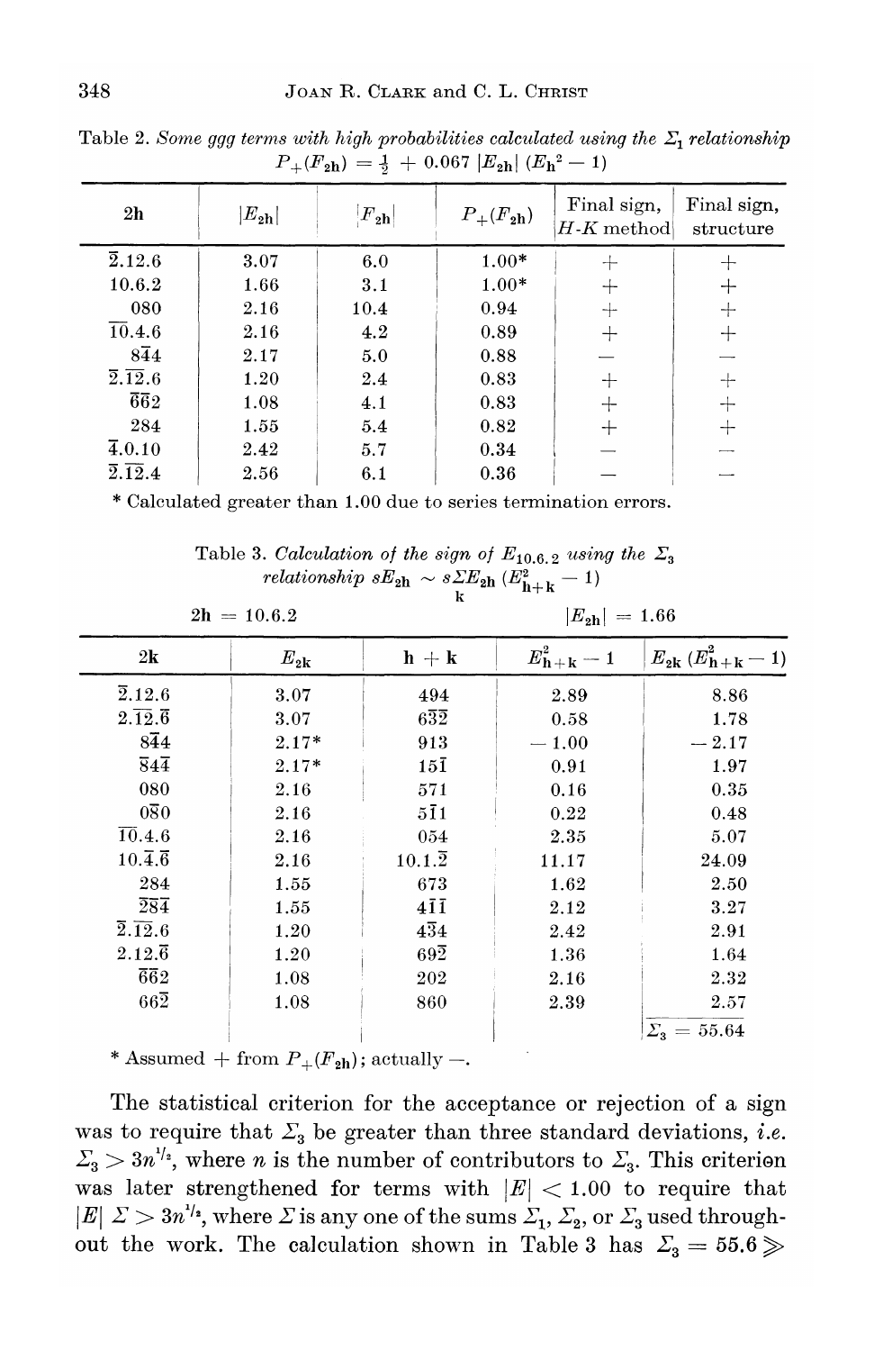Table 2. *Some ggg terms with high probabilities calculated using the $\Sigma_1$ relationship* $P_+(F_{2h}) = \frac{1}{2} + 0.067\,|E_{2h}|\,(E_h^2 - 1)$

| 2h | $\|E_{2h}\|$ | $\|F_{2h}\|$ | $P_+(F_{2h})$ | Final sign, *H-K* method | Final sign, structure |
|---|---|---|---|---|---|
| $\bar{2}.12.6$ | 3.07 | 6.0 | 1.00* | + | + |
| 10.6.2 | 1.66 | 3.1 | 1.00* | + | + |
| 080 | 2.16 | 10.4 | 0.94 | + | + |
| $\overline{10}.4.6$ | 2.16 | 4.2 | 0.89 | + | + |
| $8\bar{4}4$ | 2.17 | 5.0 | 0.88 | — | — |
| $\bar{2}.\overline{12}.6$ | 1.20 | 2.4 | 0.83 | + | + |
| $\bar{6}\bar{6}2$ | 1.08 | 4.1 | 0.83 | + | + |
| 284 | 1.55 | 5.4 | 0.82 | + | + |
| $\bar{4}.0.10$ | 2.42 | 5.7 | 0.34 | — | — |
| $\bar{2}.\overline{12}.4$ | 2.56 | 6.1 | 0.36 | — | — |

\* Calculated greater than 1.00 due to series termination errors.

Table 3. *Calculation of the sign of* $E_{10.6.2}$ *using the* $\Sigma_3$ *relationship* $sE_{2h} \sim s\sum_{k} E_{2h}\,(E_{h+k}^2 - 1)$

$2h = 10.6.2$ $\qquad\qquad |E_{2h}| = 1.66$

| 2k | $E_{2k}$ | h + k | $E_{h+k}^2 - 1$ | $E_{2k}\,(E_{h+k}^2 - 1)$ |
|---|---|---|---|---|
| $\bar{2}.12.6$ | 3.07 | 494 | 2.89 | 8.86 |
| $2.\overline{12}.\bar{6}$ | 3.07 | $6\bar{3}\bar{2}$ | 0.58 | 1.78 |
| $8\bar{4}4$ | 2.17* | 913 | − 1.00 | − 2.17 |
| $\bar{8}4\bar{4}$ | 2.17* | $15\bar{1}$ | 0.91 | 1.97 |
| 080 | 2.16 | 571 | 0.16 | 0.35 |
| $0\bar{8}0$ | 2.16 | $5\bar{1}1$ | 0.22 | 0.48 |
| $\overline{10}.4.6$ | 2.16 | 054 | 2.35 | 5.07 |
| $10.\bar{4}.\bar{6}$ | 2.16 | $10.1.\bar{2}$ | 11.17 | 24.09 |
| 284 | 1.55 | 673 | 1.62 | 2.50 |
| $\bar{2}\bar{8}\bar{4}$ | 1.55 | $4\bar{1}\bar{1}$ | 2.12 | 3.27 |
| $\bar{2}.\overline{12}.6$ | 1.20 | $4\bar{3}4$ | 2.42 | 2.91 |
| $2.12.\bar{6}$ | 1.20 | $69\bar{2}$ | 1.36 | 1.64 |
| $\bar{6}\bar{6}2$ | 1.08 | 202 | 2.16 | 2.32 |
| $66\bar{2}$ | 1.08 | 860 | 2.39 | 2.57 |
| | | | | $\Sigma_3 = 55.64$ |

\* Assumed + from $P_+(F_{2h})$; actually −.

The statistical criterion for the acceptance or rejection of a sign was to require that $\Sigma_3$ be greater than three standard deviations, *i.e.* $\Sigma_3 > 3n^{1/2}$, where $n$ is the number of contributors to $\Sigma_3$. This criterion was later strengthened for terms with $|E| < 1.00$ to require that $|E|\,\Sigma > 3n^{1/2}$, where $\Sigma$ is any one of the sums $\Sigma_1$, $\Sigma_2$, or $\Sigma_3$ used throughout the work. The calculation shown in Table 3 has $\Sigma_3 = 55.6 \gg$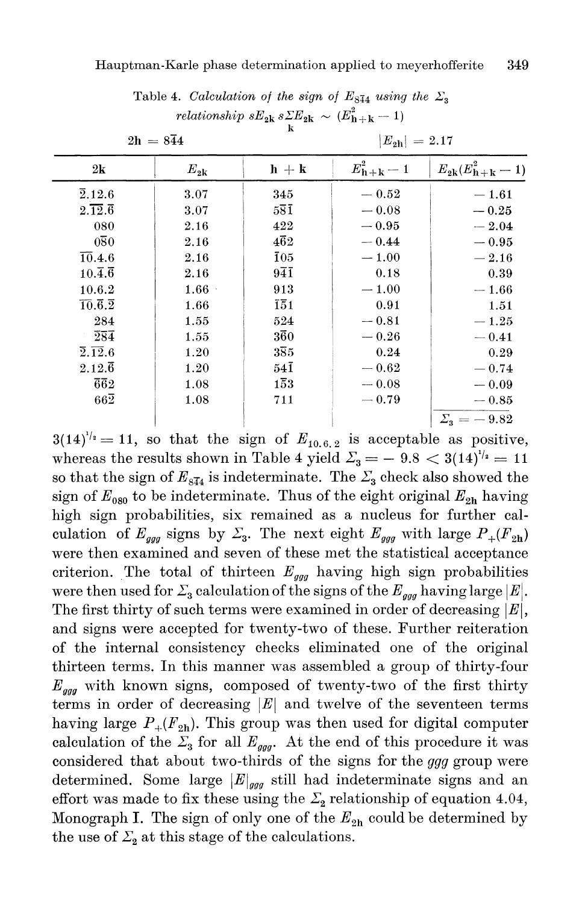Table 4. *Calculation of the sign of $E_{8\bar{4}4}$ using the $\Sigma_3$ relationship $sE_{2\mathbf{k}}\, s\sum_{\mathbf{k}} E_{2\mathbf{k}} \sim (E^2_{\mathbf{h}+\mathbf{k}} - 1)$*

$2\mathbf{h} = 8\bar{4}4$ $\qquad\qquad$ $|E_{2\mathbf{h}}| = 2.17$

| $2\mathbf{k}$ | $E_{2\mathbf{k}}$ | $\mathbf{h}+\mathbf{k}$ | $E^2_{\mathbf{h}+\mathbf{k}} - 1$ | $E_{2\mathbf{k}}(E^2_{\mathbf{h}+\mathbf{k}} - 1)$ |
|---|---|---|---|---|
| $\bar{2}.12.6$ | 3.07 | 345 | −0.52 | −1.61 |
| $2.\overline{12}.\bar{6}$ | 3.07 | $5\bar{8}\bar{1}$ | −0.08 | −0.25 |
| 080 | 2.16 | 422 | −0.95 | −2.04 |
| $0\bar{8}0$ | 2.16 | $4\bar{6}2$ | −0.44 | −0.95 |
| $\overline{10}.4.6$ | 2.16 | $\bar{1}05$ | −1.00 | −2.16 |
| $10.\bar{4}.\bar{6}$ | 2.16 | $94\bar{1}$ | 0.18 | 0.39 |
| 10.6.2 | 1.66 | 913 | −1.00 | −1.66 |
| $\overline{10}.\bar{6}.\bar{2}$ | 1.66 | $\bar{1}51$ | 0.91 | 1.51 |
| 284 | 1.55 | 524 | −0.81 | −1.25 |
| $\bar{2}8\bar{4}$ | 1.55 | $3\bar{6}0$ | −0.26 | −0.41 |
| $\bar{2}.\overline{12}.6$ | 1.20 | $3\bar{8}5$ | 0.24 | 0.29 |
| $2.12.\bar{6}$ | 1.20 | $54\bar{1}$ | −0.62 | −0.74 |
| $\bar{6}\bar{6}2$ | 1.08 | $1\bar{5}3$ | −0.08 | −0.09 |
| $66\bar{2}$ | 1.08 | 711 | −0.79 | −0.85 |
| | | | | $\Sigma_3 = -9.82$ |

$3(14)^{1/2} = 11$, so that the sign of $E_{10.6.2}$ is acceptable as positive, whereas the results shown in Table 4 yield $\Sigma_3 = -9.8 < 3(14)^{1/2} = 11$ so that the sign of $E_{8\bar{4}4}$ is indeterminate. The $\Sigma_3$ check also showed the sign of $E_{080}$ to be indeterminate. Thus of the eight original $E_{2\mathbf{h}}$ having high sign probabilities, six remained as a nucleus for further calculation of $E_{ggg}$ signs by $\Sigma_3$. The next eight $E_{ggg}$ with large $P_+(F_{2\mathbf{h}})$ were then examined and seven of these met the statistical acceptance criterion. The total of thirteen $E_{ggg}$ having high sign probabilities were then used for $\Sigma_3$ calculation of the signs of the $E_{ggg}$ having large $|E|$. The first thirty of such terms were examined in order of decreasing $|E|$, and signs were accepted for twenty-two of these. Further reiteration of the internal consistency checks eliminated one of the original thirteen terms. In this manner was assembled a group of thirty-four $E_{ggg}$ with known signs, composed of twenty-two of the first thirty terms in order of decreasing $|E|$ and twelve of the seventeen terms having large $P_+(F_{2\mathbf{h}})$. This group was then used for digital computer calculation of the $\Sigma_3$ for all $E_{ggg}$. At the end of this procedure it was considered that about two-thirds of the signs for the *ggg* group were determined. Some large $|E|_{ggg}$ still had indeterminate signs and an effort was made to fix these using the $\Sigma_2$ relationship of equation 4.04, Monograph I. The sign of only one of the $E_{2\mathbf{h}}$ could be determined by the use of $\Sigma_2$ at this stage of the calculations.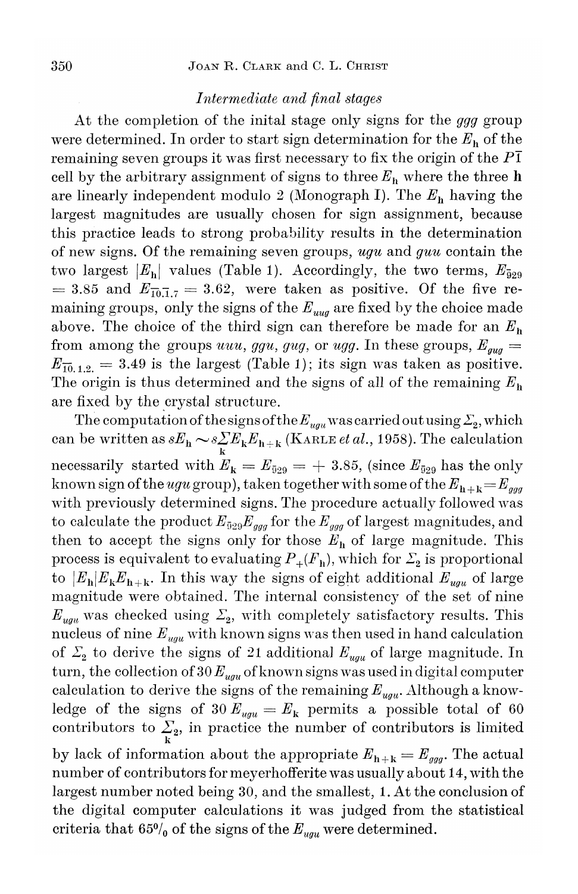### *Intermediate and final stages*

At the completion of the inital stage only signs for the *ggg* group were determined. In order to start sign determination for the $E_{\mathbf{h}}$ of the remaining seven groups it was first necessary to fix the origin of the $P\bar{1}$ cell by the arbitrary assignment of signs to three $E_{\mathbf{h}}$ where the three $\mathbf{h}$ are linearly independent modulo 2 (Monograph I). The $E_{\mathbf{h}}$ having the largest magnitudes are usually chosen for sign assignment, because this practice leads to strong probability results in the determination of new signs. Of the remaining seven groups, *ugu* and *guu* contain the two largest $|E_{\mathbf{h}}|$ values (Table 1). Accordingly, the two terms, $E_{\bar{5}29} = 3.85$ and $E_{\overline{10}.\bar{1}.7} = 3.62$, were taken as positive. Of the five remaining groups, only the signs of the $E_{uug}$ are fixed by the choice made above. The choice of the third sign can therefore be made for an $E_{\mathbf{h}}$ from among the groups *uuu*, *ggu*, *gug*, or *ugg*. In these groups, $E_{gug} = E_{\overline{10}.1.2.} = 3.49$ is the largest (Table 1); its sign was taken as positive. The origin is thus determined and the signs of all of the remaining $E_{\mathbf{h}}$ are fixed by the crystal structure.

The computation of the signs of the $E_{ugu}$ was carried out using $\Sigma_2$, which can be written as $sE_{\mathbf{h}} \sim s\sum_{\mathbf{k}} E_{\mathbf{k}} E_{\mathbf{h}+\mathbf{k}}$ (Karle *et al.*, 1958). The calculation necessarily started with $E_{\mathbf{k}} = E_{\bar{5}29} = +3.85$, (since $E_{\bar{5}29}$ has the only known sign of the *ugu* group), taken together with some of the $E_{\mathbf{h}+\mathbf{k}} = E_{ggg}$ with previously determined signs. The procedure actually followed was to calculate the product $E_{\bar{5}29}E_{ggg}$ for the $E_{ggg}$ of largest magnitudes, and then to accept the signs only for those $E_{\mathbf{h}}$ of large magnitude. This process is equivalent to evaluating $P_{+}(F_{\mathbf{h}})$, which for $\Sigma_2$ is proportional to $|E_{\mathbf{h}}|E_{\mathbf{k}}E_{\mathbf{h}+\mathbf{k}}$. In this way the signs of eight additional $E_{ugu}$ of large magnitude were obtained. The internal consistency of the set of nine $E_{ugu}$ was checked using $\Sigma_2$, with completely satisfactory results. This nucleus of nine $E_{ugu}$ with known signs was then used in hand calculation of $\Sigma_2$ to derive the signs of 21 additional $E_{ugu}$ of large magnitude. In turn, the collection of 30 $E_{ugu}$ of known signs was used in digital computer calculation to derive the signs of the remaining $E_{ugu}$. Although a knowledge of the signs of 30 $E_{ugu} = E_{\mathbf{k}}$ permits a possible total of 60 contributors to $\sum_{\mathbf{k}}{}_2$, in practice the number of contributors is limited by lack of information about the appropriate $E_{\mathbf{h}+\mathbf{k}} = E_{ggg}$. The actual number of contributors for meyerhofferite was usually about 14, with the largest number noted being 30, and the smallest, 1. At the conclusion of the digital computer calculations it was judged from the statistical criteria that 65% of the signs of the $E_{ugu}$ were determined.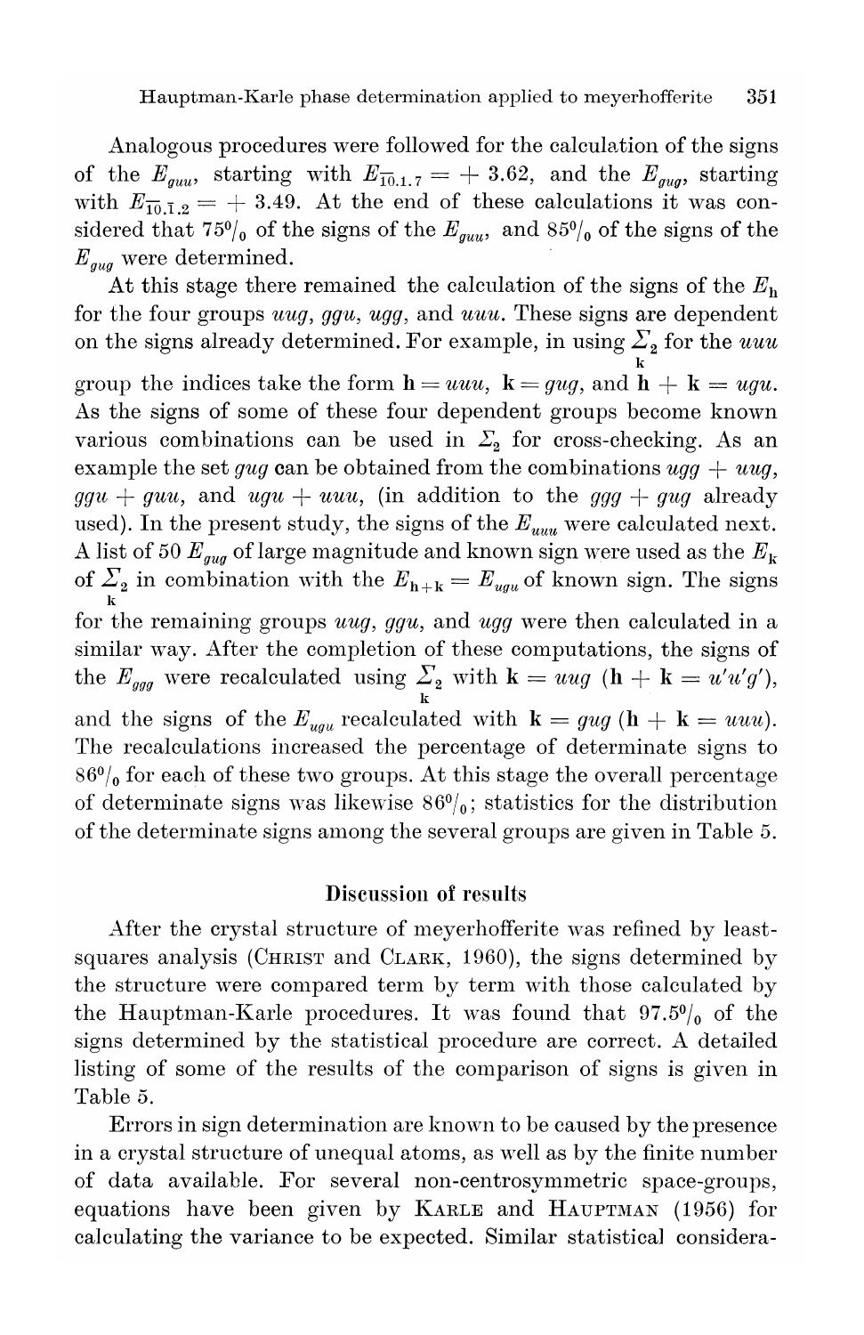Analogous procedures were followed for the calculation of the signs of the $E_{guu}$, starting with $E_{\overline{10}.1.7} = +\,3.62$, and the $E_{gug}$, starting with $E_{\overline{10}.\overline{1}.2} = +\,3.49$. At the end of these calculations it was considered that 75% of the signs of the $E_{guu}$, and 85% of the signs of the $E_{gug}$ were determined.

At this stage there remained the calculation of the signs of the $E_{\mathbf{h}}$ for the four groups *uug*, *ggu*, *ugg*, and *uuu*. These signs are dependent on the signs already determined. For example, in using $\Sigma_{2\,\mathbf{k}}$ for the *uuu* group the indices take the form $\mathbf{h} = uuu$, $\mathbf{k} = gug$, and $\mathbf{h} + \mathbf{k} = ugu$. As the signs of some of these four dependent groups become known various combinations can be used in $\Sigma_2$ for cross-checking. As an example the set *gug* can be obtained from the combinations *ugg* + *uug*, *ggu* + *guu*, and *ugu* + *uuu*, (in addition to the *ggg* + *gug* already used). In the present study, the signs of the $E_{uuu}$ were calculated next. A list of 50 $E_{gug}$ of large magnitude and known sign were used as the $E_{\mathbf{k}}$ of $\Sigma_{2\,\mathbf{k}}$ in combination with the $E_{\mathbf{h}+\mathbf{k}} = E_{ugu}$ of known sign. The signs for the remaining groups *uug*, *ggu*, and *ugg* were then calculated in a similar way. After the completion of these computations, the signs of the $E_{ggg}$ were recalculated using $\Sigma_{2\,\mathbf{k}}$ with $\mathbf{k} = uug$ ($\mathbf{h} + \mathbf{k} = u'u'g'$), and the signs of the $E_{ugu}$ recalculated with $\mathbf{k} = gug$ ($\mathbf{h} + \mathbf{k} = uuu$). The recalculations increased the percentage of determinate signs to 86% for each of these two groups. At this stage the overall percentage of determinate signs was likewise 86%; statistics for the distribution of the determinate signs among the several groups are given in Table 5.

## Discussion of results

After the crystal structure of meyerhofferite was refined by least-squares analysis (Christ and Clark, 1960), the signs determined by the structure were compared term by term with those calculated by the Hauptman-Karle procedures. It was found that 97.5% of the signs determined by the statistical procedure are correct. A detailed listing of some of the results of the comparison of signs is given in Table 5.

Errors in sign determination are known to be caused by the presence in a crystal structure of unequal atoms, as well as by the finite number of data available. For several non-centrosymmetric space-groups, equations have been given by Karle and Hauptman (1956) for calculating the variance to be expected. Similar statistical considera-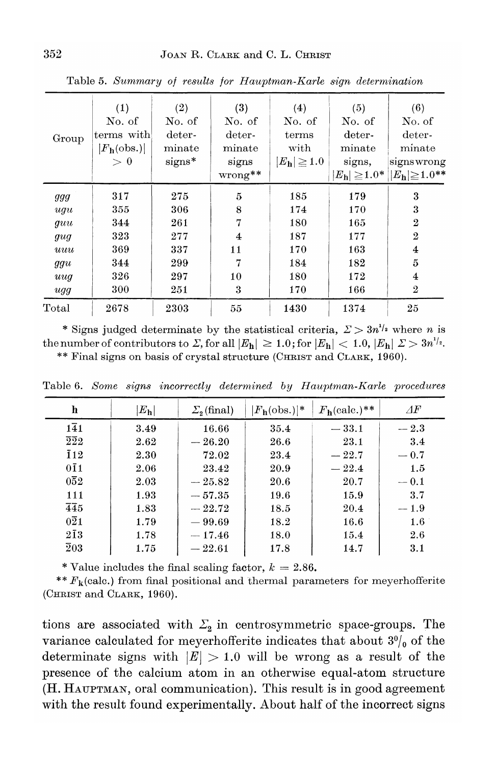Table 5. *Summary of results for Hauptman-Karle sign determination*

| Group | (1) No. of terms with $\|F_{\mathbf{h}}(\text{obs.})\| > 0$ | (2) No. of determinate signs* | (3) No. of determinate signs wrong** | (4) No. of terms with $\|E_{\mathbf{h}}\| \geqq 1.0$ | (5) No. of determinate signs, $\|E_{\mathbf{h}}\| \geqq 1.0$* | (6) No. of determinate signs wrong $\|E_{\mathbf{h}}\| \geqq 1.0$** |
|---|---|---|---|---|---|---|
| *ggg* | 317 | 275 | 5 | 185 | 179 | 3 |
| *ugu* | 355 | 306 | 8 | 174 | 170 | 3 |
| *guu* | 344 | 261 | 7 | 180 | 165 | 2 |
| *gug* | 323 | 277 | 4 | 187 | 177 | 2 |
| *uuu* | 369 | 337 | 11 | 170 | 163 | 4 |
| *ggu* | 344 | 299 | 7 | 184 | 182 | 5 |
| *uug* | 326 | 297 | 10 | 180 | 172 | 4 |
| *ugg* | 300 | 251 | 3 | 170 | 166 | 2 |
| Total | 2678 | 2303 | 55 | 1430 | 1374 | 25 |

\* Signs judged determinate by the statistical criteria, $\Sigma > 3n^{1/2}$ where $n$ is the number of contributors to $\Sigma$, for all $|E_{\mathbf{h}}| \geq 1.0$; for $|E_{\mathbf{h}}| < 1.0$, $|E_{\mathbf{h}}|\ \Sigma > 3n^{1/2}$.
\*\* Final signs on basis of crystal structure (Christ and Clark, 1960).

Table 6. *Some signs incorrectly determined by Hauptman-Karle procedures*

| $\mathbf{h}$ | $\|E_{\mathbf{h}}\|$ | $\Sigma_2$ (final) | $\|F_{\mathbf{h}}(\text{obs.})\|$* | $F_{\mathbf{h}}(\text{calc.})$** | $\Delta F$ |
|---|---|---|---|---|---|
| $1\bar{4}1$ | 3.49 | 16.66 | 35.4 | −33.1 | −2.3 |
| $\bar{2}\bar{2}2$ | 2.62 | −26.20 | 26.6 | 23.1 | 3.4 |
| $\bar{1}12$ | 2.30 | 72.02 | 23.4 | −22.7 | −0.7 |
| $0\bar{1}1$ | 2.06 | 23.42 | 20.9 | −22.4 | 1.5 |
| $0\bar{5}2$ | 2.03 | −25.82 | 20.6 | 20.7 | −0.1 |
| $111$ | 1.93 | −57.35 | 19.6 | 15.9 | 3.7 |
| $\bar{4}\bar{4}5$ | 1.83 | −22.72 | 18.5 | 20.4 | −1.9 |
| $0\bar{2}1$ | 1.79 | −99.69 | 18.2 | 16.6 | 1.6 |
| $2\bar{1}3$ | 1.78 | −17.46 | 18.0 | 15.4 | 2.6 |
| $\bar{2}03$ | 1.75 | −22.61 | 17.8 | 14.7 | 3.1 |

\* Value includes the final scaling factor, $k = 2.86$.
\*\* $F_{\mathbf{k}}(\text{calc.})$ from final positional and thermal parameters for meyerhofferite (Christ and Clark, 1960).

tions are associated with $\Sigma_2$ in centrosymmetric space-groups. The variance calculated for meyerhofferite indicates that about 3% of the determinate signs with $|E| > 1.0$ will be wrong as a result of the presence of the calcium atom in an otherwise equal-atom structure (H. Hauptman, oral communication). This result is in good agreement with the result found experimentally. About half of the incorrect signs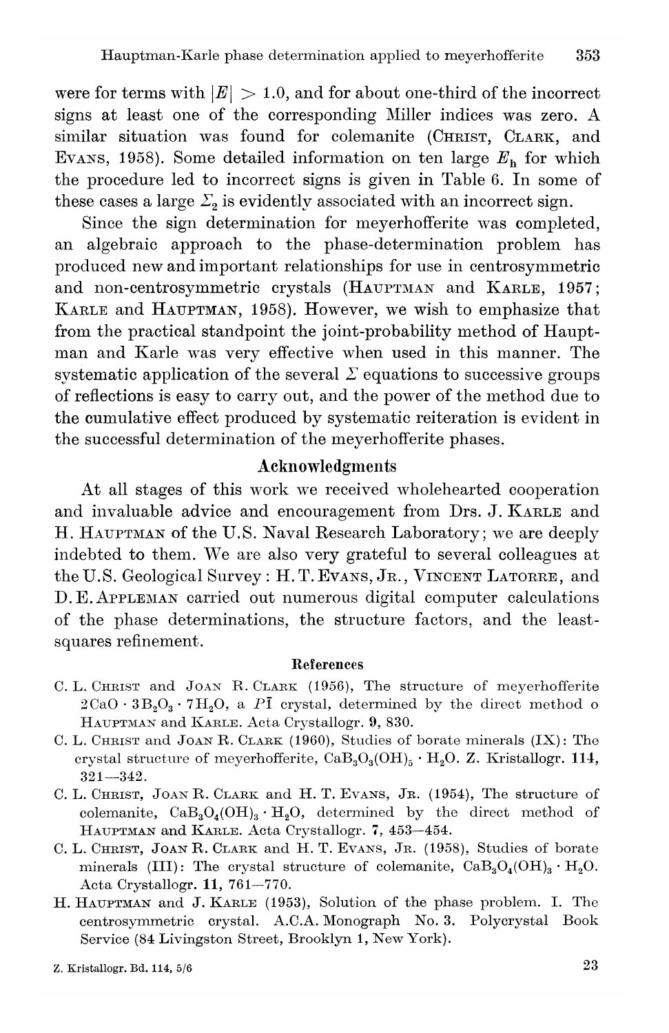were for terms with $|E| > 1.0$, and for about one-third of the incorrect signs at least one of the corresponding Miller indices was zero. A similar situation was found for colemanite (Christ, Clark, and Evans, 1958). Some detailed information on ten large $E_h$ for which the procedure led to incorrect signs is given in Table 6. In some of these cases a large $\Sigma_2$ is evidently associated with an incorrect sign.

Since the sign determination for meyerhofferite was completed, an algebraic approach to the phase-determination problem has produced new and important relationships for use in centrosymmetric and non-centrosymmetric crystals (Hauptman and Karle, 1957; Karle and Hauptman, 1958). However, we wish to emphasize that from the practical standpoint the joint-probability method of Hauptman and Karle was very effective when used in this manner. The systematic application of the several $\Sigma$ equations to successive groups of reflections is easy to carry out, and the power of the method due to the cumulative effect produced by systematic reiteration is evident in the successful determination of the meyerhofferite phases.

## Acknowledgments

At all stages of this work we received wholehearted cooperation and invaluable advice and encouragement from Drs. J. Karle and H. Hauptman of the U.S. Naval Research Laboratory; we are deeply indebted to them. We are also very grateful to several colleagues at the U.S. Geological Survey: H. T. Evans, Jr., Vincent Latorre, and D. E. Appleman carried out numerous digital computer calculations of the phase determinations, the structure factors, and the least-squares refinement.

## References

C. L. Christ and Joan R. Clark (1956), The structure of meyerhofferite $2CaO \cdot 3B_2O_3 \cdot 7H_2O$, a $P\bar{1}$ crystal, determined by the direct method o Hauptman and Karle. Acta Crystallogr. **9**, 830.

C. L. Christ and Joan R. Clark (1960), Studies of borate minerals (IX): The crystal structure of meyerhofferite, $CaB_3O_3(OH)_5 \cdot H_2O$. Z. Kristallogr. **114**, 321—342.

C. L. Christ, Joan R. Clark and H. T. Evans, Jr. (1954), The structure of colemanite, $CaB_3O_4(OH)_3 \cdot H_2O$, determined by the direct method of Hauptman and Karle. Acta Crystallogr. **7**, 453—454.

C. L. Christ, Joan R. Clark and H. T. Evans, Jr. (1958), Studies of borate minerals (III): The crystal structure of colemanite, $CaB_3O_4(OH)_3 \cdot H_2O$. Acta Crystallogr. **11**, 761—770.

H. Hauptman and J. Karle (1953), Solution of the phase problem. I. The centrosymmetric crystal. A.C.A. Monograph No. 3. Polycrystal Book Service (84 Livingston Street, Brooklyn 1, New York).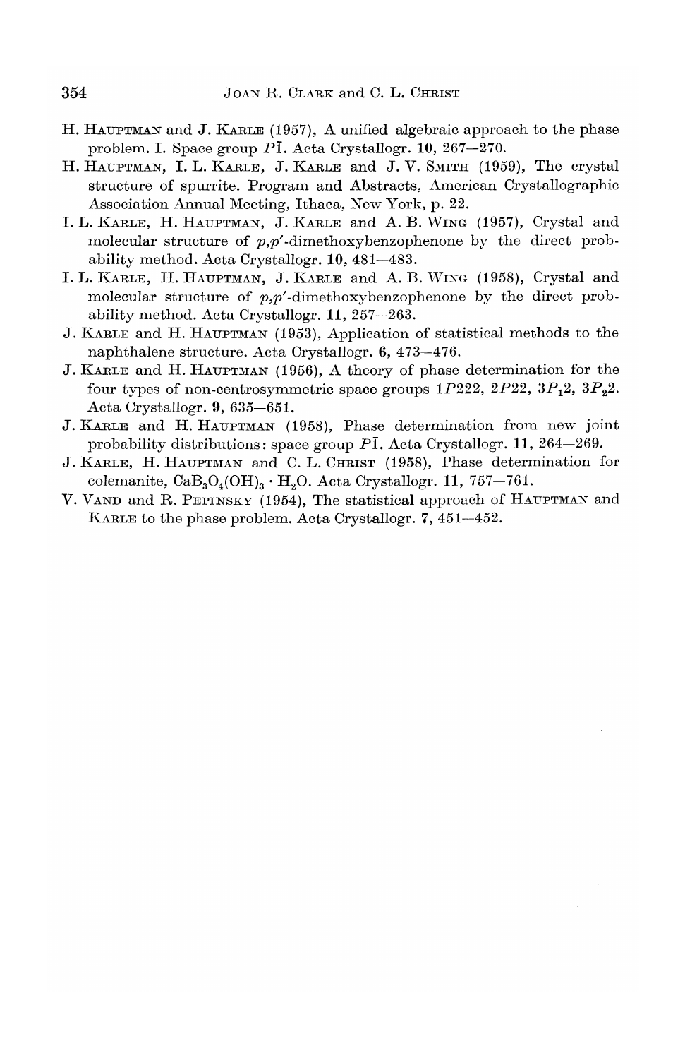H. Hauptman and J. Karle (1957), A unified algebraic approach to the phase problem. I. Space group $P\bar{1}$. Acta Crystallogr. **10**, 267—270.

H. Hauptman, I. L. Karle, J. Karle and J. V. Smith (1959), The crystal structure of spurrite. Program and Abstracts, American Crystallographic Association Annual Meeting, Ithaca, New York, p. 22.

I. L. Karle, H. Hauptman, J. Karle and A. B. Wing (1957), Crystal and molecular structure of *p,p'*-dimethoxybenzophenone by the direct probability method. Acta Crystallogr. **10**, 481—483.

I. L. Karle, H. Hauptman, J. Karle and A. B. Wing (1958), Crystal and molecular structure of *p,p'*-dimethoxybenzophenone by the direct probability method. Acta Crystallogr. **11**, 257—263.

J. Karle and H. Hauptman (1953), Application of statistical methods to the naphthalene structure. Acta Crystallogr. **6**, 473—476.

J. Karle and H. Hauptman (1956), A theory of phase determination for the four types of non-centrosymmetric space groups $1P222$, $2P22$, $3P_12$, $3P_22$. Acta Crystallogr. **9**, 635—651.

J. Karle and H. Hauptman (1958), Phase determination from new joint probability distributions: space group $P\bar{1}$. Acta Crystallogr. **11**, 264—269.

J. Karle, H. Hauptman and C. L. Christ (1958), Phase determination for colemanite, $CaB_3O_4(OH)_3 \cdot H_2O$. Acta Crystallogr. **11**, 757—761.

V. Vand and R. Pepinsky (1954), The statistical approach of Hauptman and Karle to the phase problem. Acta Crystallogr. **7**, 451—452.